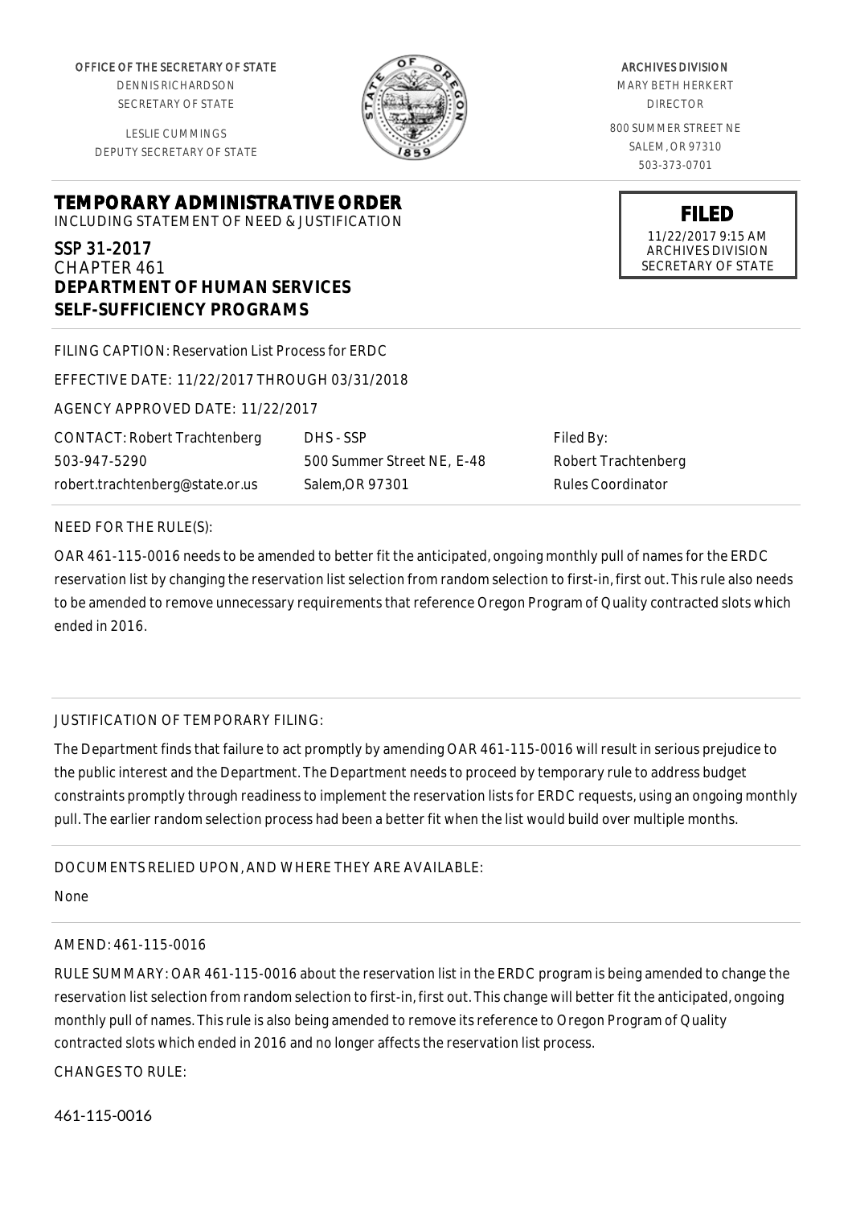OFFICE OF THE SECRETARY OF STATE
DENNIS RICHARDSON
SECRETARY OF STATE

LESLIE CUMMINGS
DEPUTY SECRETARY OF STATE

ARCHIVES DIVISION
MARY BETH HERKERT
DIRECTOR

800 SUMMER STREET NE
SALEM, OR 97310
503-373-0701

**FILED**
11/22/2017 9:15 AM
ARCHIVES DIVISION
SECRETARY OF STATE

# TEMPORARY ADMINISTRATIVE ORDER

INCLUDING STATEMENT OF NEED & JUSTIFICATION

SSP 31-2017
CHAPTER 461
**DEPARTMENT OF HUMAN SERVICES**
**SELF-SUFFICIENCY PROGRAMS**

FILING CAPTION: Reservation List Process for ERDC

EFFECTIVE DATE: 11/22/2017 THROUGH 03/31/2018

AGENCY APPROVED DATE: 11/22/2017

CONTACT: Robert Trachtenberg
503-947-5290
robert.trachtenberg@state.or.us

DHS - SSP
500 Summer Street NE, E-48
Salem,OR 97301

Filed By:
Robert Trachtenberg
Rules Coordinator

NEED FOR THE RULE(S):

OAR 461-115-0016 needs to be amended to better fit the anticipated, ongoing monthly pull of names for the ERDC reservation list by changing the reservation list selection from random selection to first-in, first out. This rule also needs to be amended to remove unnecessary requirements that reference Oregon Program of Quality contracted slots which ended in 2016.

JUSTIFICATION OF TEMPORARY FILING:

The Department finds that failure to act promptly by amending OAR 461-115-0016 will result in serious prejudice to the public interest and the Department. The Department needs to proceed by temporary rule to address budget constraints promptly through readiness to implement the reservation lists for ERDC requests, using an ongoing monthly pull. The earlier random selection process had been a better fit when the list would build over multiple months.

DOCUMENTS RELIED UPON, AND WHERE THEY ARE AVAILABLE:

None

AMEND: 461-115-0016

RULE SUMMARY: OAR 461-115-0016 about the reservation list in the ERDC program is being amended to change the reservation list selection from random selection to first-in, first out. This change will better fit the anticipated, ongoing monthly pull of names. This rule is also being amended to remove its reference to Oregon Program of Quality contracted slots which ended in 2016 and no longer affects the reservation list process.

CHANGES TO RULE:

461-115-0016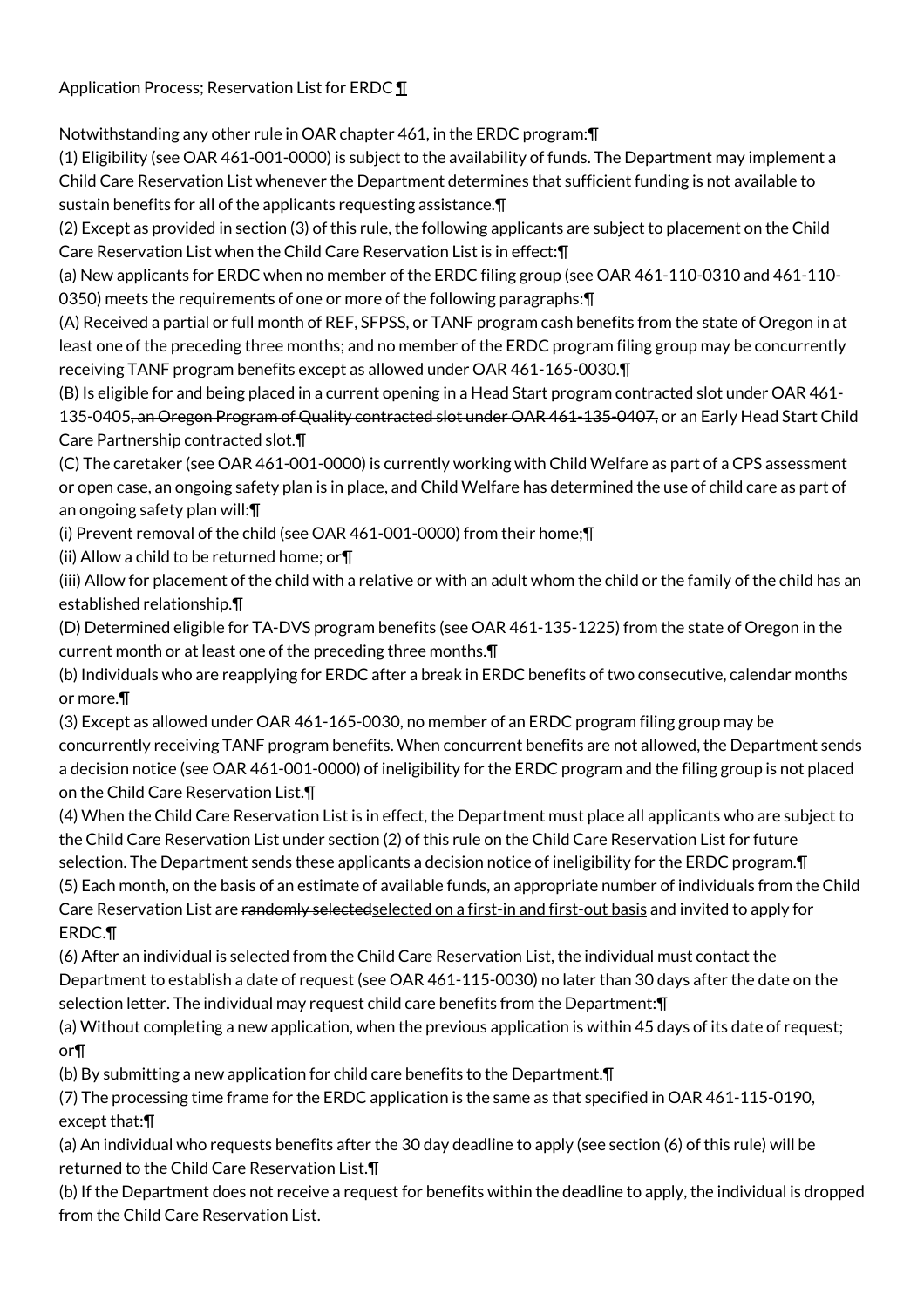Application Process; Reservation List for ERDC ¶

Notwithstanding any other rule in OAR chapter 461, in the ERDC program:¶

(1) Eligibility (see OAR 461-001-0000) is subject to the availability of funds. The Department may implement a Child Care Reservation List whenever the Department determines that sufficient funding is not available to sustain benefits for all of the applicants requesting assistance.¶

(2) Except as provided in section (3) of this rule, the following applicants are subject to placement on the Child Care Reservation List when the Child Care Reservation List is in effect:¶

(a) New applicants for ERDC when no member of the ERDC filing group (see OAR 461-110-0310 and 461-110-0350) meets the requirements of one or more of the following paragraphs:¶

(A) Received a partial or full month of REF, SFPSS, or TANF program cash benefits from the state of Oregon in at least one of the preceding three months; and no member of the ERDC program filing group may be concurrently receiving TANF program benefits except as allowed under OAR 461-165-0030.¶

(B) Is eligible for and being placed in a current opening in a Head Start program contracted slot under OAR 461-135-0405~~, an Oregon Program of Quality contracted slot under OAR 461-135-0407,~~ or an Early Head Start Child Care Partnership contracted slot.¶

(C) The caretaker (see OAR 461-001-0000) is currently working with Child Welfare as part of a CPS assessment or open case, an ongoing safety plan is in place, and Child Welfare has determined the use of child care as part of an ongoing safety plan will:¶

(i) Prevent removal of the child (see OAR 461-001-0000) from their home;¶

(ii) Allow a child to be returned home; or¶

(iii) Allow for placement of the child with a relative or with an adult whom the child or the family of the child has an established relationship.¶

(D) Determined eligible for TA-DVS program benefits (see OAR 461-135-1225) from the state of Oregon in the current month or at least one of the preceding three months.¶

(b) Individuals who are reapplying for ERDC after a break in ERDC benefits of two consecutive, calendar months or more.¶

(3) Except as allowed under OAR 461-165-0030, no member of an ERDC program filing group may be concurrently receiving TANF program benefits. When concurrent benefits are not allowed, the Department sends a decision notice (see OAR 461-001-0000) of ineligibility for the ERDC program and the filing group is not placed on the Child Care Reservation List.¶

(4) When the Child Care Reservation List is in effect, the Department must place all applicants who are subject to the Child Care Reservation List under section (2) of this rule on the Child Care Reservation List for future selection. The Department sends these applicants a decision notice of ineligibility for the ERDC program.¶

(5) Each month, on the basis of an estimate of available funds, an appropriate number of individuals from the Child Care Reservation List are ~~randomly selected~~selected on a first-in and first-out basis and invited to apply for ERDC.¶

(6) After an individual is selected from the Child Care Reservation List, the individual must contact the Department to establish a date of request (see OAR 461-115-0030) no later than 30 days after the date on the selection letter. The individual may request child care benefits from the Department:¶

(a) Without completing a new application, when the previous application is within 45 days of its date of request; or¶

(b) By submitting a new application for child care benefits to the Department.¶

(7) The processing time frame for the ERDC application is the same as that specified in OAR 461-115-0190, except that:¶

(a) An individual who requests benefits after the 30 day deadline to apply (see section (6) of this rule) will be returned to the Child Care Reservation List.¶

(b) If the Department does not receive a request for benefits within the deadline to apply, the individual is dropped from the Child Care Reservation List.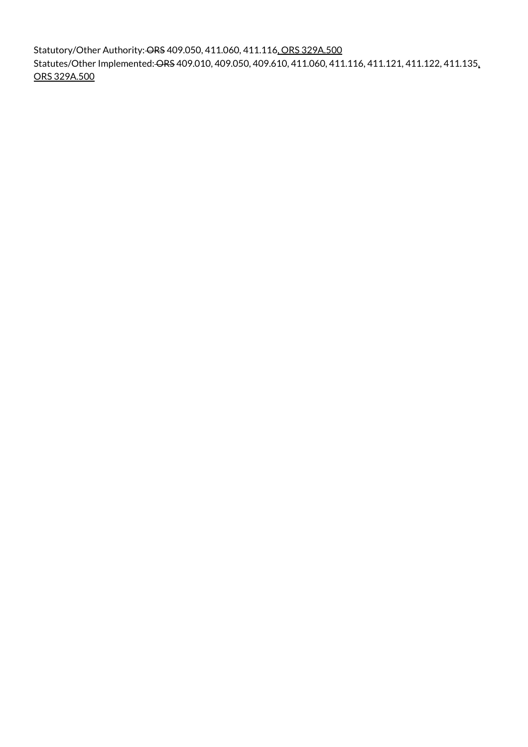Statutory/Other Authority: ~~ORS~~ 409.050, 411.060, 411.116<u>, ORS 329A.500</u>
Statutes/Other Implemented: ~~ORS~~ 409.010, 409.050, 409.610, 411.060, 411.116, 411.121, 411.122, 411.135<u>, ORS 329A.500</u>